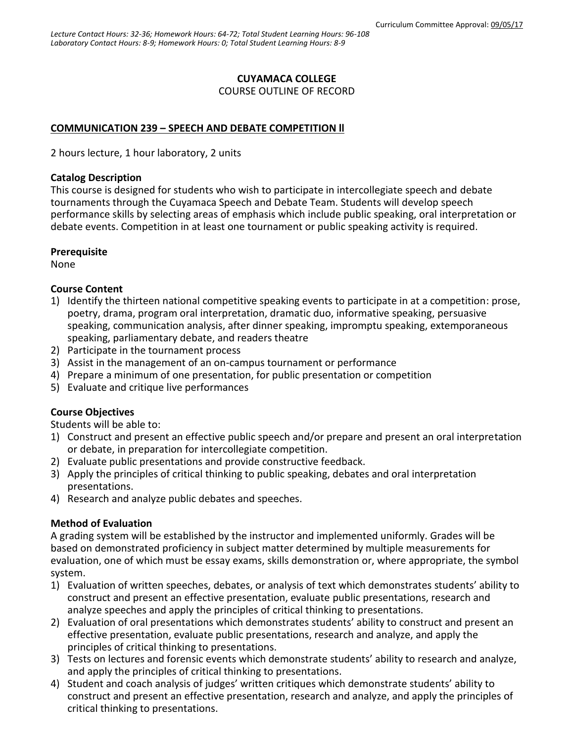Curriculum Committee Approval: 09/05/17

*Lecture Contact Hours: 32-36; Homework Hours: 64-72; Total Student Learning Hours: 96-108*
*Laboratory Contact Hours: 8-9; Homework Hours: 0; Total Student Learning Hours: 8-9*

**CUYAMACA COLLEGE**
COURSE OUTLINE OF RECORD

**COMMUNICATION 239 – SPEECH AND DEBATE COMPETITION ll**

2 hours lecture, 1 hour laboratory, 2 units

**Catalog Description**
This course is designed for students who wish to participate in intercollegiate speech and debate tournaments through the Cuyamaca Speech and Debate Team. Students will develop speech performance skills by selecting areas of emphasis which include public speaking, oral interpretation or debate events. Competition in at least one tournament or public speaking activity is required.

**Prerequisite**
None

**Course Content**
1) Identify the thirteen national competitive speaking events to participate in at a competition: prose, poetry, drama, program oral interpretation, dramatic duo, informative speaking, persuasive speaking, communication analysis, after dinner speaking, impromptu speaking, extemporaneous speaking, parliamentary debate, and readers theatre
2) Participate in the tournament process
3) Assist in the management of an on-campus tournament or performance
4) Prepare a minimum of one presentation, for public presentation or competition
5) Evaluate and critique live performances

**Course Objectives**
Students will be able to:
1) Construct and present an effective public speech and/or prepare and present an oral interpretation or debate, in preparation for intercollegiate competition.
2) Evaluate public presentations and provide constructive feedback.
3) Apply the principles of critical thinking to public speaking, debates and oral interpretation presentations.
4) Research and analyze public debates and speeches.

**Method of Evaluation**
A grading system will be established by the instructor and implemented uniformly. Grades will be based on demonstrated proficiency in subject matter determined by multiple measurements for evaluation, one of which must be essay exams, skills demonstration or, where appropriate, the symbol system.
1) Evaluation of written speeches, debates, or analysis of text which demonstrates students' ability to construct and present an effective presentation, evaluate public presentations, research and analyze speeches and apply the principles of critical thinking to presentations.
2) Evaluation of oral presentations which demonstrates students' ability to construct and present an effective presentation, evaluate public presentations, research and analyze, and apply the principles of critical thinking to presentations.
3) Tests on lectures and forensic events which demonstrate students' ability to research and analyze, and apply the principles of critical thinking to presentations.
4) Student and coach analysis of judges' written critiques which demonstrate students' ability to construct and present an effective presentation, research and analyze, and apply the principles of critical thinking to presentations.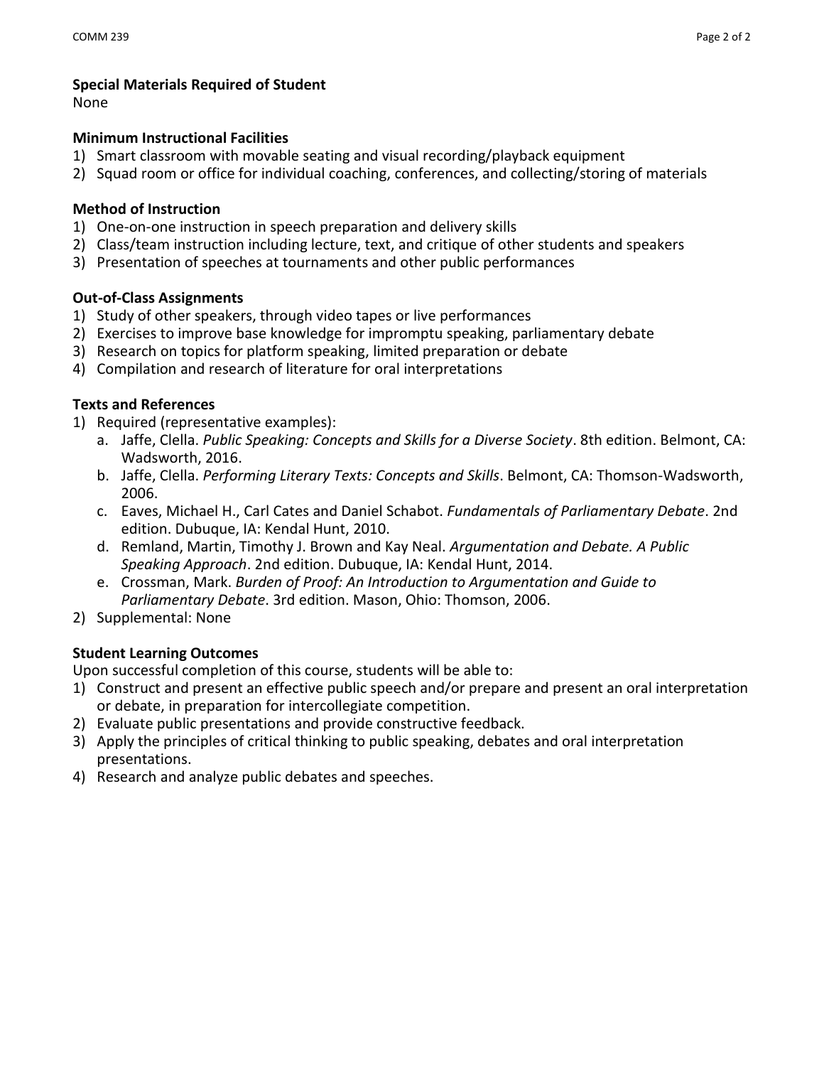**Special Materials Required of Student**
None

**Minimum Instructional Facilities**
1) Smart classroom with movable seating and visual recording/playback equipment
2) Squad room or office for individual coaching, conferences, and collecting/storing of materials

**Method of Instruction**
1) One-on-one instruction in speech preparation and delivery skills
2) Class/team instruction including lecture, text, and critique of other students and speakers
3) Presentation of speeches at tournaments and other public performances

**Out-of-Class Assignments**
1) Study of other speakers, through video tapes or live performances
2) Exercises to improve base knowledge for impromptu speaking, parliamentary debate
3) Research on topics for platform speaking, limited preparation or debate
4) Compilation and research of literature for oral interpretations

**Texts and References**
1) Required (representative examples):
   a. Jaffe, Clella. *Public Speaking: Concepts and Skills for a Diverse Society*. 8th edition. Belmont, CA: Wadsworth, 2016.
   b. Jaffe, Clella. *Performing Literary Texts: Concepts and Skills*. Belmont, CA: Thomson-Wadsworth, 2006.
   c. Eaves, Michael H., Carl Cates and Daniel Schabot. *Fundamentals of Parliamentary Debate*. 2nd edition. Dubuque, IA: Kendal Hunt, 2010.
   d. Remland, Martin, Timothy J. Brown and Kay Neal. *Argumentation and Debate. A Public Speaking Approach*. 2nd edition. Dubuque, IA: Kendal Hunt, 2014.
   e. Crossman, Mark. *Burden of Proof: An Introduction to Argumentation and Guide to Parliamentary Debate*. 3rd edition. Mason, Ohio: Thomson, 2006.
2) Supplemental: None

**Student Learning Outcomes**
Upon successful completion of this course, students will be able to:
1) Construct and present an effective public speech and/or prepare and present an oral interpretation or debate, in preparation for intercollegiate competition.
2) Evaluate public presentations and provide constructive feedback.
3) Apply the principles of critical thinking to public speaking, debates and oral interpretation presentations.
4) Research and analyze public debates and speeches.